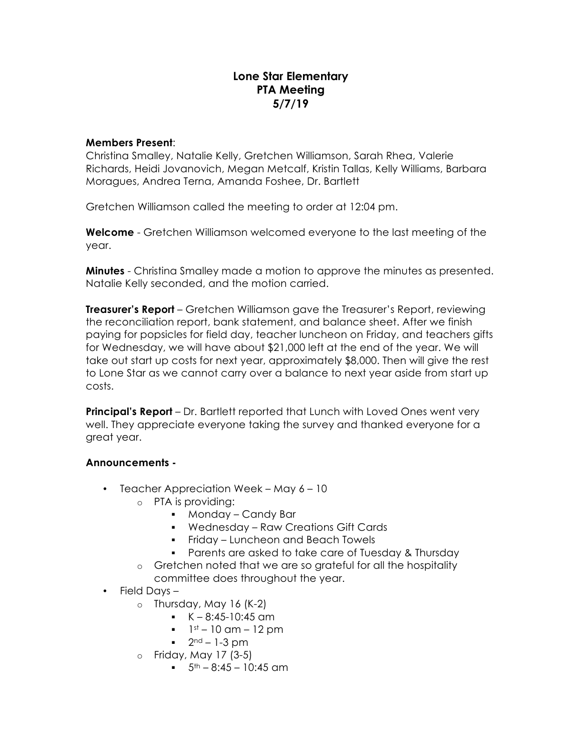# Lone Star Elementary
# PTA Meeting
# 5/7/19

**Members Present**:
Christina Smalley, Natalie Kelly, Gretchen Williamson, Sarah Rhea, Valerie Richards, Heidi Jovanovich, Megan Metcalf, Kristin Tallas, Kelly Williams, Barbara Moragues, Andrea Terna, Amanda Foshee, Dr. Bartlett

Gretchen Williamson called the meeting to order at 12:04 pm.

**Welcome** - Gretchen Williamson welcomed everyone to the last meeting of the year.

**Minutes** - Christina Smalley made a motion to approve the minutes as presented. Natalie Kelly seconded, and the motion carried.

**Treasurer's Report** – Gretchen Williamson gave the Treasurer's Report, reviewing the reconciliation report, bank statement, and balance sheet. After we finish paying for popsicles for field day, teacher luncheon on Friday, and teachers gifts for Wednesday, we will have about $21,000 left at the end of the year. We will take out start up costs for next year, approximately $8,000. Then will give the rest to Lone Star as we cannot carry over a balance to next year aside from start up costs.

**Principal's Report** – Dr. Bartlett reported that Lunch with Loved Ones went very well. They appreciate everyone taking the survey and thanked everyone for a great year.

**Announcements -**

- Teacher Appreciation Week – May 6 – 10
  - PTA is providing:
    - Monday – Candy Bar
    - Wednesday – Raw Creations Gift Cards
    - Friday – Luncheon and Beach Towels
    - Parents are asked to take care of Tuesday & Thursday
  - Gretchen noted that we are so grateful for all the hospitality committee does throughout the year.
- Field Days –
  - Thursday, May 16 (K-2)
    - K – 8:45-10:45 am
    - 1st – 10 am – 12 pm
    - 2nd – 1-3 pm
  - Friday, May 17 (3-5)
    - 5th – 8:45 – 10:45 am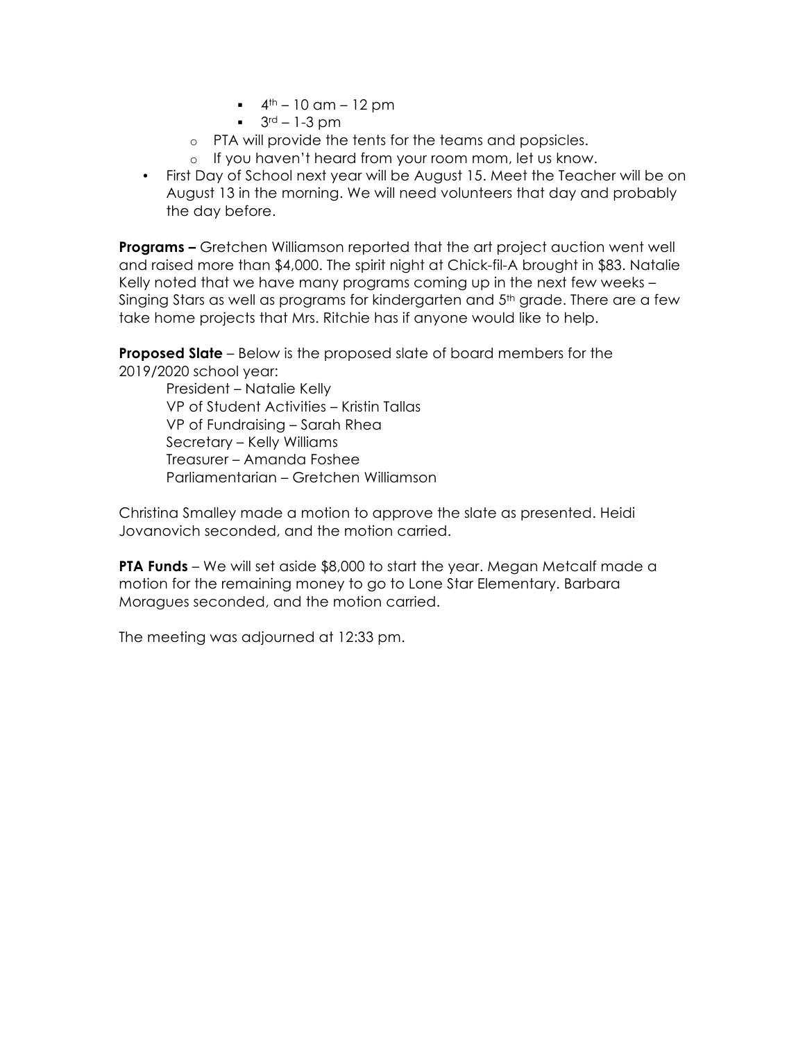- 4th – 10 am – 12 pm
        - 3rd – 1-3 pm
    - PTA will provide the tents for the teams and popsicles.
    - If you haven't heard from your room mom, let us know.
- First Day of School next year will be August 15. Meet the Teacher will be on August 13 in the morning. We will need volunteers that day and probably the day before.

**Programs –** Gretchen Williamson reported that the art project auction went well and raised more than $4,000. The spirit night at Chick-fil-A brought in $83. Natalie Kelly noted that we have many programs coming up in the next few weeks – Singing Stars as well as programs for kindergarten and 5th grade. There are a few take home projects that Mrs. Ritchie has if anyone would like to help.

**Proposed Slate** – Below is the proposed slate of board members for the 2019/2020 school year:

President – Natalie Kelly
VP of Student Activities – Kristin Tallas
VP of Fundraising – Sarah Rhea
Secretary – Kelly Williams
Treasurer – Amanda Foshee
Parliamentarian – Gretchen Williamson

Christina Smalley made a motion to approve the slate as presented. Heidi Jovanovich seconded, and the motion carried.

**PTA Funds** – We will set aside $8,000 to start the year. Megan Metcalf made a motion for the remaining money to go to Lone Star Elementary. Barbara Moragues seconded, and the motion carried.

The meeting was adjourned at 12:33 pm.